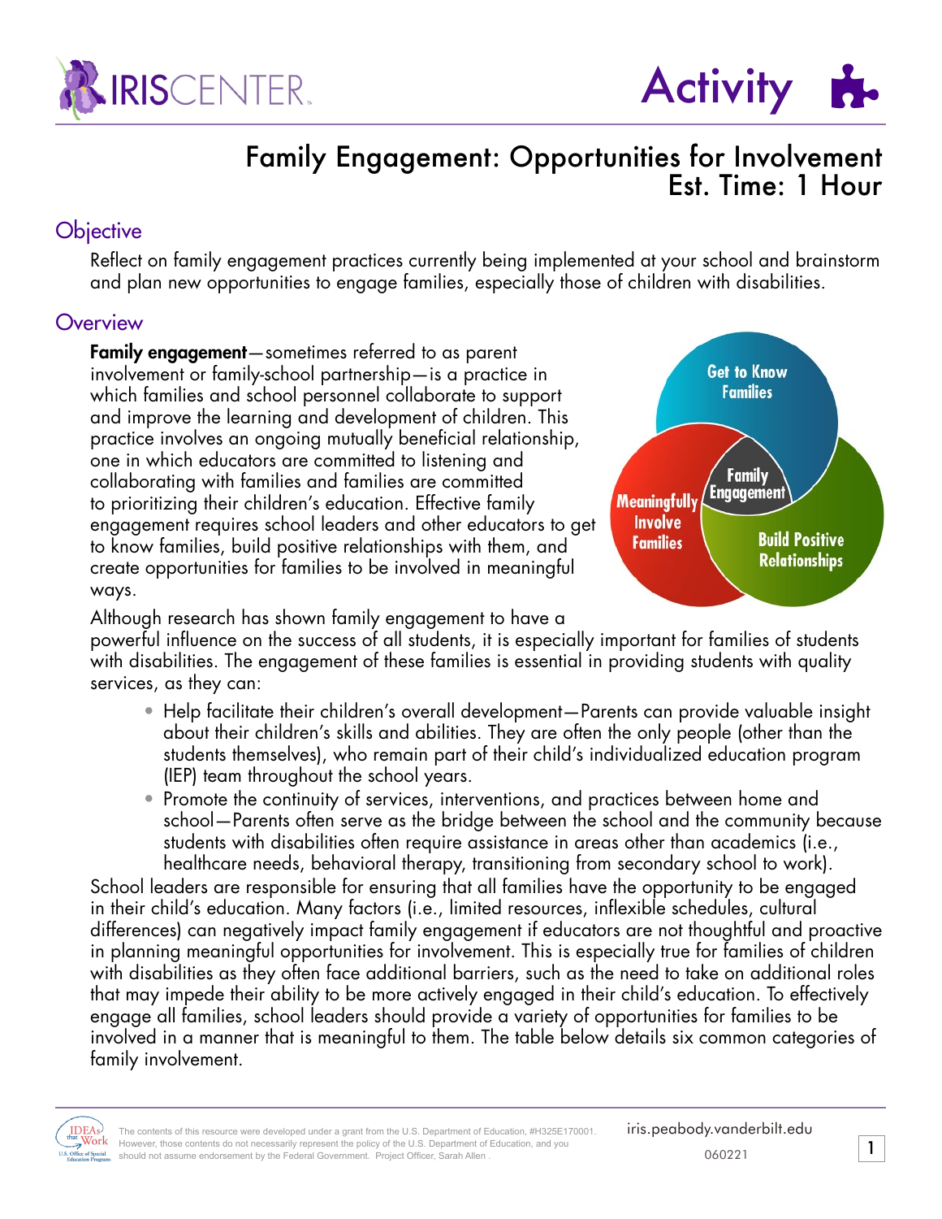# Activity

## Family Engagement: Opportunities for Involvement
### Est. Time: 1 Hour

## Objective

Reflect on family engagement practices currently being implemented at your school and brainstorm and plan new opportunities to engage families, especially those of children with disabilities.

## Overview

**Family engagement**—sometimes referred to as parent involvement or family-school partnership—is a practice in which families and school personnel collaborate to support and improve the learning and development of children. This practice involves an ongoing mutually beneficial relationship, one in which educators are committed to listening and collaborating with families and families are committed to prioritizing their children's education. Effective family engagement requires school leaders and other educators to get to know families, build positive relationships with them, and create opportunities for families to be involved in meaningful ways.

Get to Know Families | Meaningfully Involve Families | Build Positive Relationships | Family Engagement

Although research has shown family engagement to have a powerful influence on the success of all students, it is especially important for families of students with disabilities. The engagement of these families is essential in providing students with quality services, as they can:

- Help facilitate their children's overall development—Parents can provide valuable insight about their children's skills and abilities. They are often the only people (other than the students themselves), who remain part of their child's individualized education program (IEP) team throughout the school years.
- Promote the continuity of services, interventions, and practices between home and school—Parents often serve as the bridge between the school and the community because students with disabilities often require assistance in areas other than academics (i.e., healthcare needs, behavioral therapy, transitioning from secondary school to work).

School leaders are responsible for ensuring that all families have the opportunity to be engaged in their child's education. Many factors (i.e., limited resources, inflexible schedules, cultural differences) can negatively impact family engagement if educators are not thoughtful and proactive in planning meaningful opportunities for involvement. This is especially true for families of children with disabilities as they often face additional barriers, such as the need to take on additional roles that may impede their ability to be more actively engaged in their child's education. To effectively engage all families, school leaders should provide a variety of opportunities for families to be involved in a manner that is meaningful to them. The table below details six common categories of family involvement.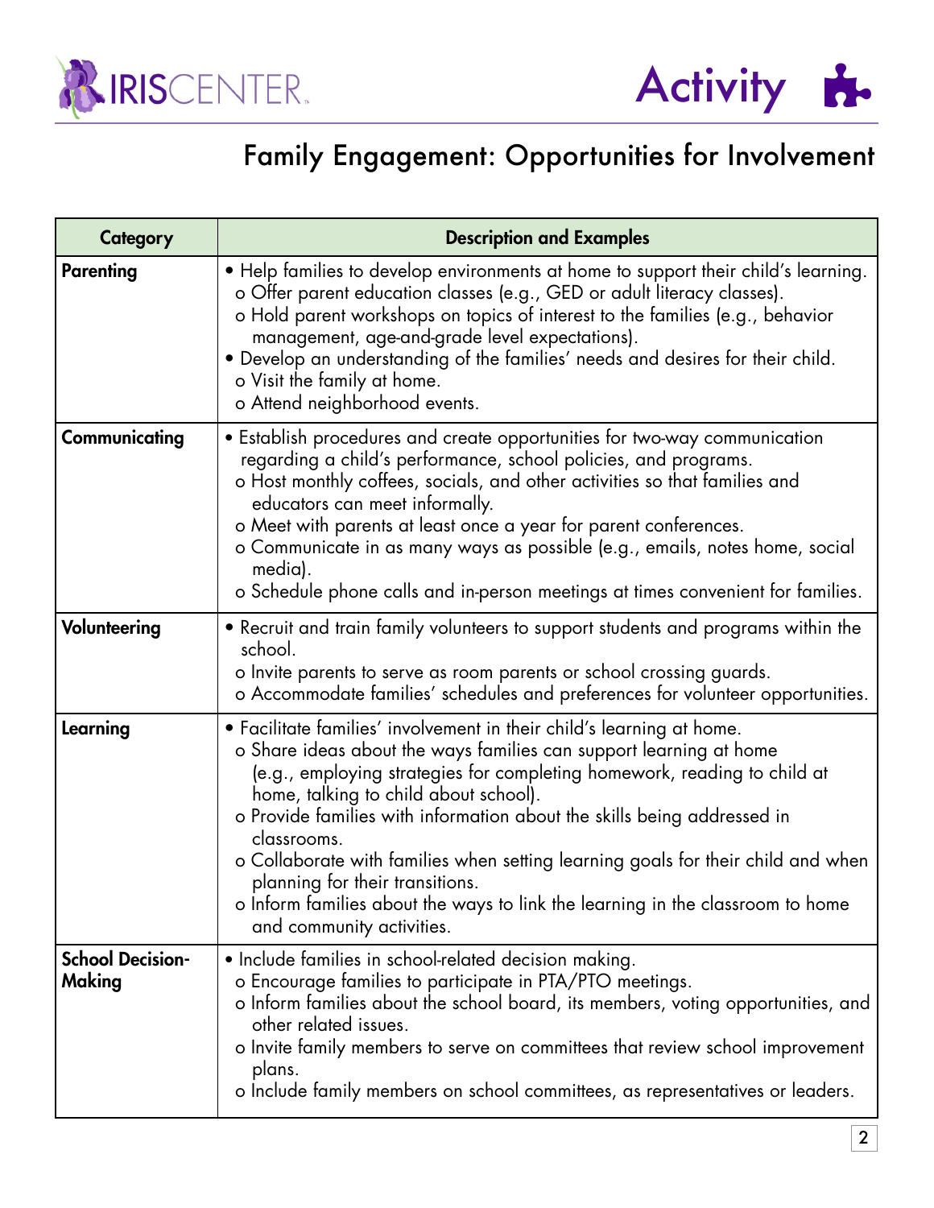# Family Engagement: Opportunities for Involvement

| Category | Description and Examples |
|---|---|
| **Parenting** | • Help families to develop environments at home to support their child's learning.<br>o Offer parent education classes (e.g., GED or adult literacy classes).<br>o Hold parent workshops on topics of interest to the families (e.g., behavior management, age-and-grade level expectations).<br>• Develop an understanding of the families' needs and desires for their child.<br>o Visit the family at home.<br>o Attend neighborhood events. |
| **Communicating** | • Establish procedures and create opportunities for two-way communication regarding a child's performance, school policies, and programs.<br>o Host monthly coffees, socials, and other activities so that families and educators can meet informally.<br>o Meet with parents at least once a year for parent conferences.<br>o Communicate in as many ways as possible (e.g., emails, notes home, social media).<br>o Schedule phone calls and in-person meetings at times convenient for families. |
| **Volunteering** | • Recruit and train family volunteers to support students and programs within the school.<br>o Invite parents to serve as room parents or school crossing guards.<br>o Accommodate families' schedules and preferences for volunteer opportunities. |
| **Learning** | • Facilitate families' involvement in their child's learning at home.<br>o Share ideas about the ways families can support learning at home (e.g., employing strategies for completing homework, reading to child at home, talking to child about school).<br>o Provide families with information about the skills being addressed in classrooms.<br>o Collaborate with families when setting learning goals for their child and when planning for their transitions.<br>o Inform families about the ways to link the learning in the classroom to home and community activities. |
| **School Decision-Making** | • Include families in school-related decision making.<br>o Encourage families to participate in PTA/PTO meetings.<br>o Inform families about the school board, its members, voting opportunities, and other related issues.<br>o Invite family members to serve on committees that review school improvement plans.<br>o Include family members on school committees, as representatives or leaders. |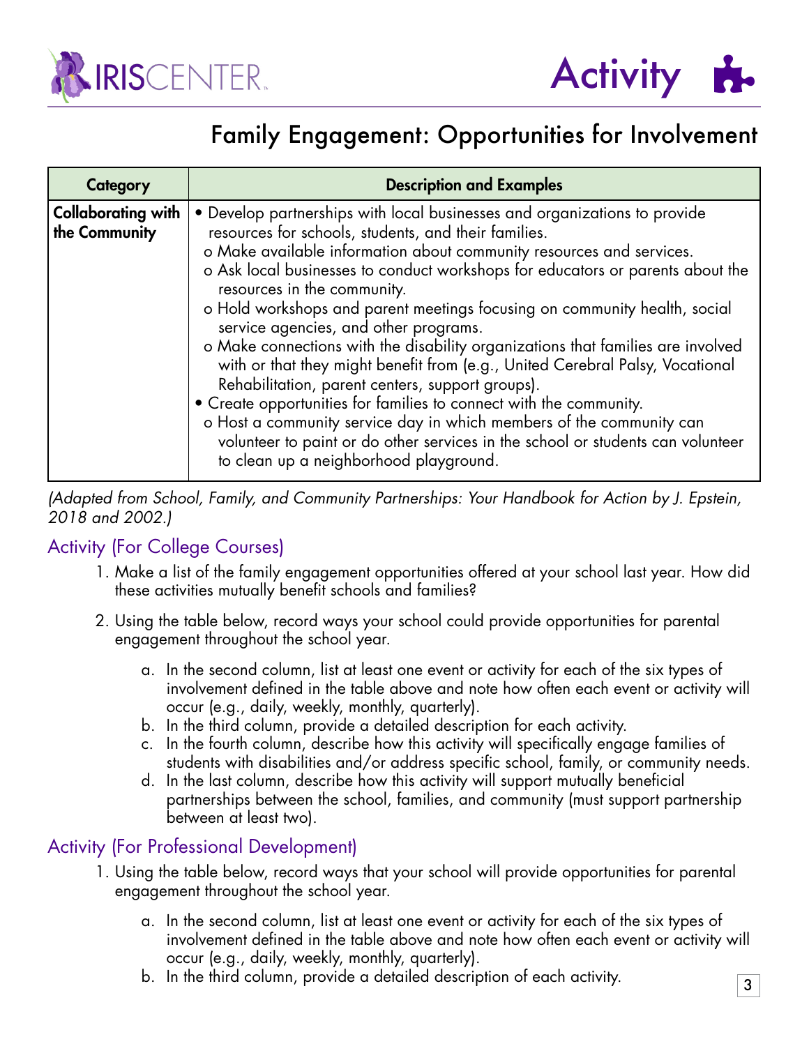## Family Engagement: Opportunities for Involvement

| Category | Description and Examples |
| --- | --- |
| **Collaborating with the Community** | • Develop partnerships with local businesses and organizations to provide resources for schools, students, and their families.<br>o Make available information about community resources and services.<br>o Ask local businesses to conduct workshops for educators or parents about the resources in the community.<br>o Hold workshops and parent meetings focusing on community health, social service agencies, and other programs.<br>o Make connections with the disability organizations that families are involved with or that they might benefit from (e.g., United Cerebral Palsy, Vocational Rehabilitation, parent centers, support groups).<br>• Create opportunities for families to connect with the community.<br>o Host a community service day in which members of the community can volunteer to paint or do other services in the school or students can volunteer to clean up a neighborhood playground. |

*(Adapted from School, Family, and Community Partnerships: Your Handbook for Action by J. Epstein, 2018 and 2002.)*

### Activity (For College Courses)

1. Make a list of the family engagement opportunities offered at your school last year. How did these activities mutually benefit schools and families?
2. Using the table below, record ways your school could provide opportunities for parental engagement throughout the school year.
   a. In the second column, list at least one event or activity for each of the six types of involvement defined in the table above and note how often each event or activity will occur (e.g., daily, weekly, monthly, quarterly).
   b. In the third column, provide a detailed description for each activity.
   c. In the fourth column, describe how this activity will specifically engage families of students with disabilities and/or address specific school, family, or community needs.
   d. In the last column, describe how this activity will support mutually beneficial partnerships between the school, families, and community (must support partnership between at least two).

### Activity (For Professional Development)

1. Using the table below, record ways that your school will provide opportunities for parental engagement throughout the school year.
   a. In the second column, list at least one event or activity for each of the six types of involvement defined in the table above and note how often each event or activity will occur (e.g., daily, weekly, monthly, quarterly).
   b. In the third column, provide a detailed description of each activity.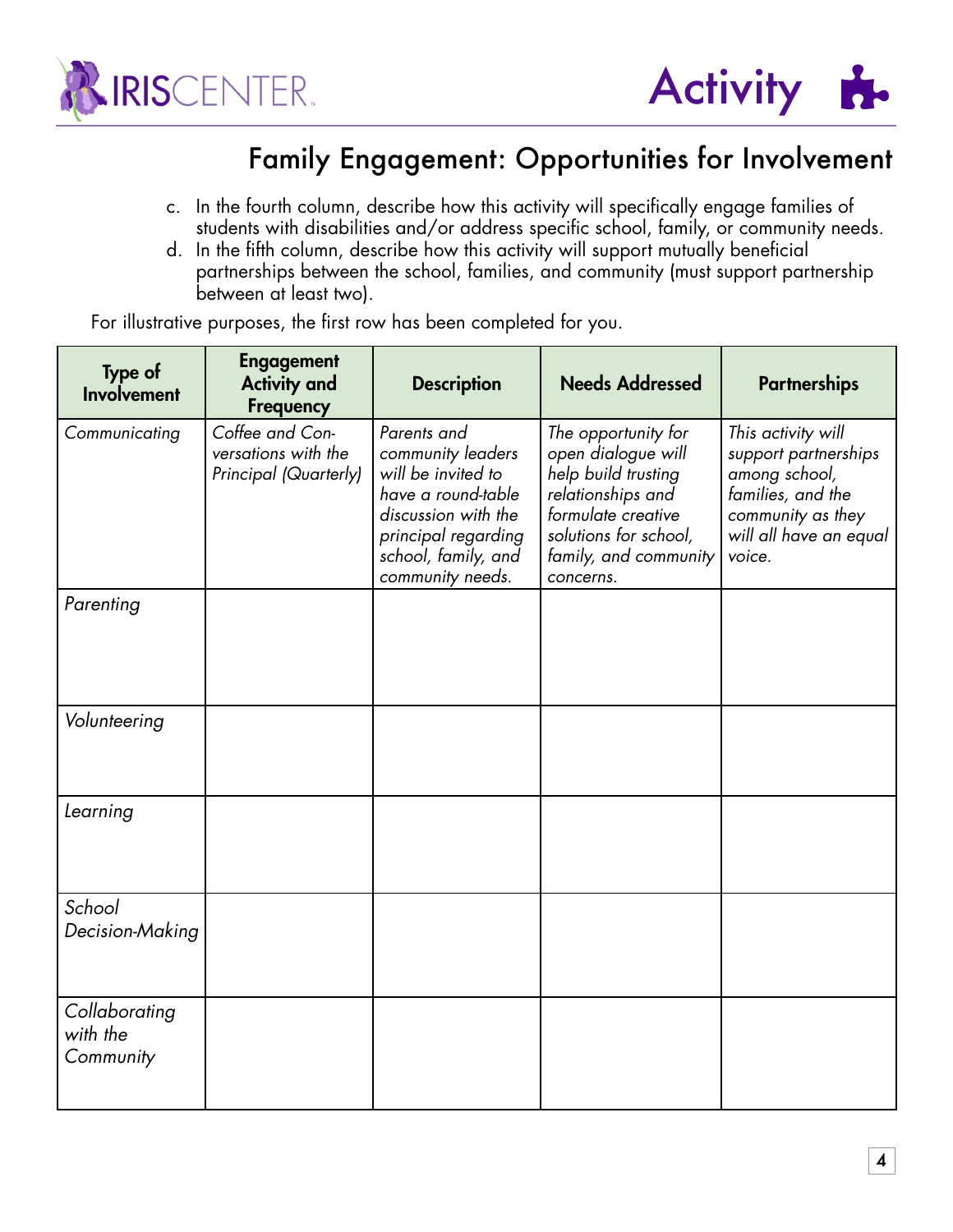# Family Engagement: Opportunities for Involvement

c. In the fourth column, describe how this activity will specifically engage families of students with disabilities and/or address specific school, family, or community needs.

d. In the fifth column, describe how this activity will support mutually beneficial partnerships between the school, families, and community (must support partnership between at least two).

For illustrative purposes, the first row has been completed for you.

| Type of Involvement | Engagement Activity and Frequency | Description | Needs Addressed | Partnerships |
|---|---|---|---|---|
| *Communicating* | *Coffee and Con-versations with the Principal (Quarterly)* | *Parents and community leaders will be invited to have a round-table discussion with the principal regarding school, family, and community needs.* | *The opportunity for open dialogue will help build trusting relationships and formulate creative solutions for school, family, and community concerns.* | *This activity will support partnerships among school, families, and the community as they will all have an equal voice.* |
| *Parenting* | | | | |
| *Volunteering* | | | | |
| *Learning* | | | | |
| *School Decision-Making* | | | | |
| *Collaborating with the Community* | | | | |